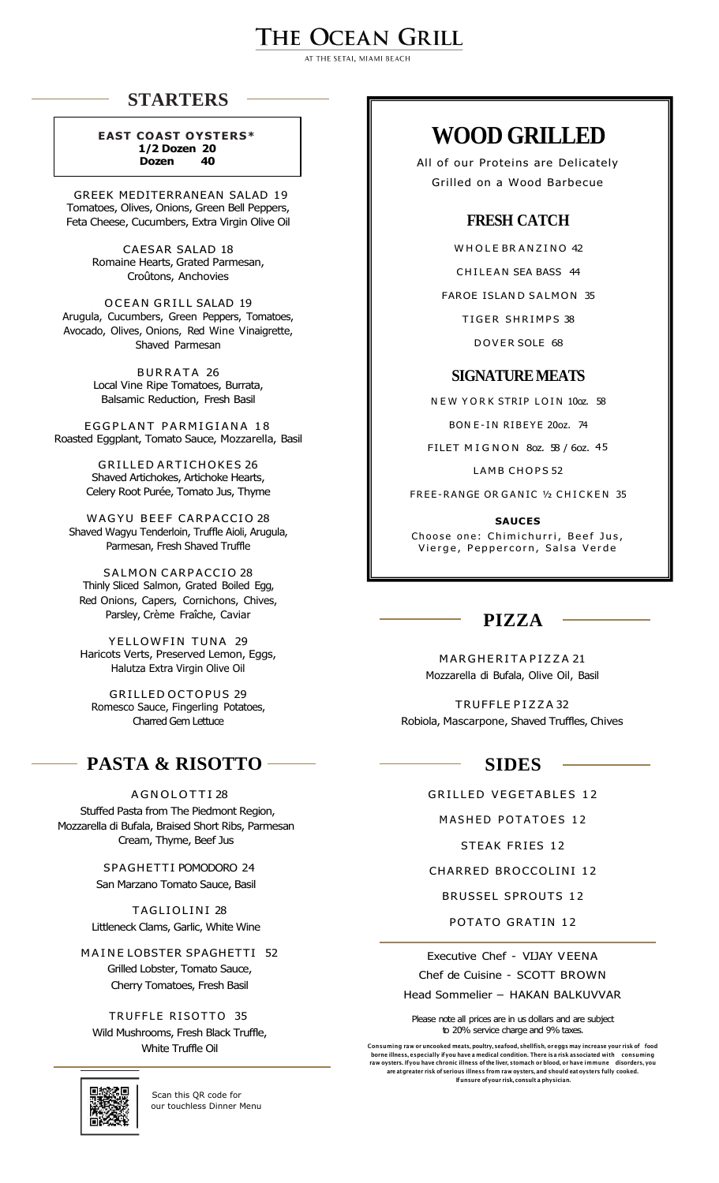# THE OCEAN GRILL

AT THE SETAI, MIAMI BEACH

## STARTERS

**EAST COAST OYSTERS***
**1/2 Dozen 20**
**Dozen 40**

GREEK MEDITERRANEAN SALAD 19
Tomatoes, Olives, Onions, Green Bell Peppers, Feta Cheese, Cucumbers, Extra Virgin Olive Oil

CAESAR SALAD 18
Romaine Hearts, Grated Parmesan, Croûtons, Anchovies

OCEAN GRILL SALAD 19
Arugula, Cucumbers, Green Peppers, Tomatoes, Avocado, Olives, Onions, Red Wine Vinaigrette, Shaved Parmesan

BURRATA 26
Local Vine Ripe Tomatoes, Burrata, Balsamic Reduction, Fresh Basil

EGGPLANT PARMIGIANA 18
Roasted Eggplant, Tomato Sauce, Mozzarella, Basil

GRILLED ARTICHOKES 26
Shaved Artichokes, Artichoke Hearts, Celery Root Purée, Tomato Jus, Thyme

WAGYU BEEF CARPACCIO 28
Shaved Wagyu Tenderloin, Truffle Aioli, Arugula, Parmesan, Fresh Shaved Truffle

SALMON CARPACCIO 28
Thinly Sliced Salmon, Grated Boiled Egg, Red Onions, Capers, Cornichons, Chives, Parsley, Crème Fraîche, Caviar

YELLOWFIN TUNA 29
Haricots Verts, Preserved Lemon, Eggs, Halutza Extra Virgin Olive Oil

GRILLED OCTOPUS 29
Romesco Sauce, Fingerling Potatoes, Charred Gem Lettuce

## PASTA & RISOTTO

AGNOLOTTI 28
Stuffed Pasta from The Piedmont Region, Mozzarella di Bufala, Braised Short Ribs, Parmesan Cream, Thyme, Beef Jus

SPAGHETTI POMODORO 24
San Marzano Tomato Sauce, Basil

TAGLIOLINI 28
Littleneck Clams, Garlic, White Wine

MAINE LOBSTER SPAGHETTI 52
Grilled Lobster, Tomato Sauce, Cherry Tomatoes, Fresh Basil

TRUFFLE RISOTTO 35
Wild Mushrooms, Fresh Black Truffle, White Truffle Oil

Scan this QR code for our touchless Dinner Menu

## WOOD GRILLED

All of our Proteins are Delicately Grilled on a Wood Barbecue

### FRESH CATCH

WHOLE BRANZINO 42

CHILEAN SEA BASS 44

FAROE ISLAND SALMON 35

TIGER SHRIMPS 38

DOVER SOLE 68

### SIGNATURE MEATS

NEW YORK STRIP LOIN 10oz. 58

BONE-IN RIBEYE 20oz. 74

FILET MIGNON 8oz. 58 / 6oz. 45

LAMB CHOPS 52

FREE-RANGE ORGANIC ½ CHICKEN 35

**SAUCES**
Choose one: Chimichurri, Beef Jus, Vierge, Peppercorn, Salsa Verde

## PIZZA

MARGHERITA PIZZA 21
Mozzarella di Bufala, Olive Oil, Basil

TRUFFLE PIZZA 32
Robiola, Mascarpone, Shaved Truffles, Chives

## SIDES

GRILLED VEGETABLES 12

MASHED POTATOES 12

STEAK FRIES 12

CHARRED BROCCOLINI 12

BRUSSEL SPROUTS 12

POTATO GRATIN 12

Executive Chef - VIJAY VEENA

Chef de Cuisine - SCOTT BROWN

Head Sommelier – HAKAN BALKUVVAR

Please note all prices are in us dollars and are subject to 20% service charge and 9% taxes.

**Consuming raw or uncooked meats, poultry, seafood, shellfish, or eggs may increase your risk of food borne illness, especially if you have a medical condition. There is a risk associated with consuming raw oysters. If you have chronic illness of the liver, stomach or blood, or have immune disorders, you are at greater risk of serious illness from raw oysters, and should eat oysters fully cooked. If unsure of your risk, consult a physician.**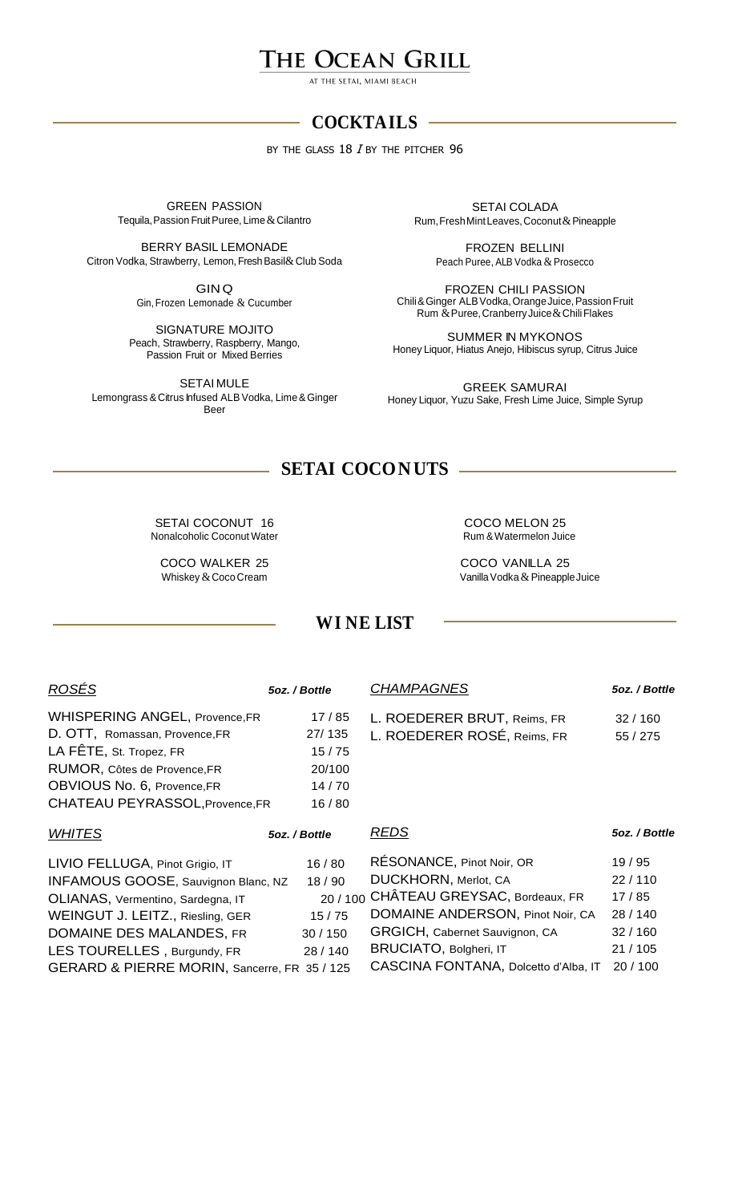# THE OCEAN GRILL

AT THE SETAI, MIAMI BEACH

## COCKTAILS

BY THE GLASS 18 / BY THE PITCHER 96

GREEN PASSION
Tequila, Passion Fruit Puree, Lime & Cilantro

BERRY BASIL LEMONADE
Citron Vodka, Strawberry, Lemon, Fresh Basil & Club Soda

GIN Q
Gin, Frozen Lemonade & Cucumber

SIGNATURE MOJITO
Peach, Strawberry, Raspberry, Mango, Passion Fruit or Mixed Berries

SETAI MULE
Lemongrass & Citrus Infused ALB Vodka, Lime & Ginger Beer

SETAI COLADA
Rum, Fresh Mint Leaves, Coconut & Pineapple

FROZEN BELLINI
Peach Puree, ALB Vodka & Prosecco

FROZEN CHILI PASSION
Chili & Ginger ALB Vodka, Orange Juice, Passion Fruit Rum & Puree, Cranberry Juice & Chili Flakes

SUMMER IN MYKONOS
Honey Liquor, Hiatus Anejo, Hibiscus syrup, Citrus Juice

GREEK SAMURAI
Honey Liquor, Yuzu Sake, Fresh Lime Juice, Simple Syrup

## SETAI COCONUTS

SETAI COCONUT 16
Nonalcoholic Coconut Water

COCO WALKER 25
Whiskey & Coco Cream

COCO MELON 25
Rum & Watermelon Juice

COCO VANILLA 25
Vanilla Vodka & Pineapple Juice

## WINE LIST

| *ROSÉS* | *5oz. / Bottle* |
|---|---|
| WHISPERING ANGEL, Provence, FR | 17 / 85 |
| D. OTT, Romassan, Provence, FR | 27/ 135 |
| LA FÊTE, St. Tropez, FR | 15 / 75 |
| RUMOR, Côtes de Provence, FR | 20/100 |
| OBVIOUS No. 6, Provence, FR | 14 / 70 |
| CHATEAU PEYRASSOL, Provence, FR | 16 / 80 |

| *CHAMPAGNES* | *5oz. / Bottle* |
|---|---|
| L. ROEDERER BRUT, Reims, FR | 32 / 160 |
| L. ROEDERER ROSÉ, Reims, FR | 55 / 275 |

| *WHITES* | *5oz. / Bottle* |
|---|---|
| LIVIO FELLUGA, Pinot Grigio, IT | 16 / 80 |
| INFAMOUS GOOSE, Sauvignon Blanc, NZ | 18 / 90 |
| OLIANAS, Vermentino, Sardegna, IT | 20 / 100 |
| WEINGUT J. LEITZ., Riesling, GER | 15 / 75 |
| DOMAINE DES MALANDES, FR | 30 / 150 |
| LES TOURELLES , Burgundy, FR | 28 / 140 |
| GERARD & PIERRE MORIN, Sancerre, FR | 35 / 125 |

| *REDS* | *5oz. / Bottle* |
|---|---|
| RÉSONANCE, Pinot Noir, OR | 19 / 95 |
| DUCKHORN, Merlot, CA | 22 / 110 |
| CHÂTEAU GREYSAC, Bordeaux, FR | 17 / 85 |
| DOMAINE ANDERSON, Pinot Noir, CA | 28 / 140 |
| GRGICH, Cabernet Sauvignon, CA | 32 / 160 |
| BRUCIATO, Bolgheri, IT | 21 / 105 |
| CASCINA FONTANA, Dolcetto d'Alba, IT | 20 / 100 |